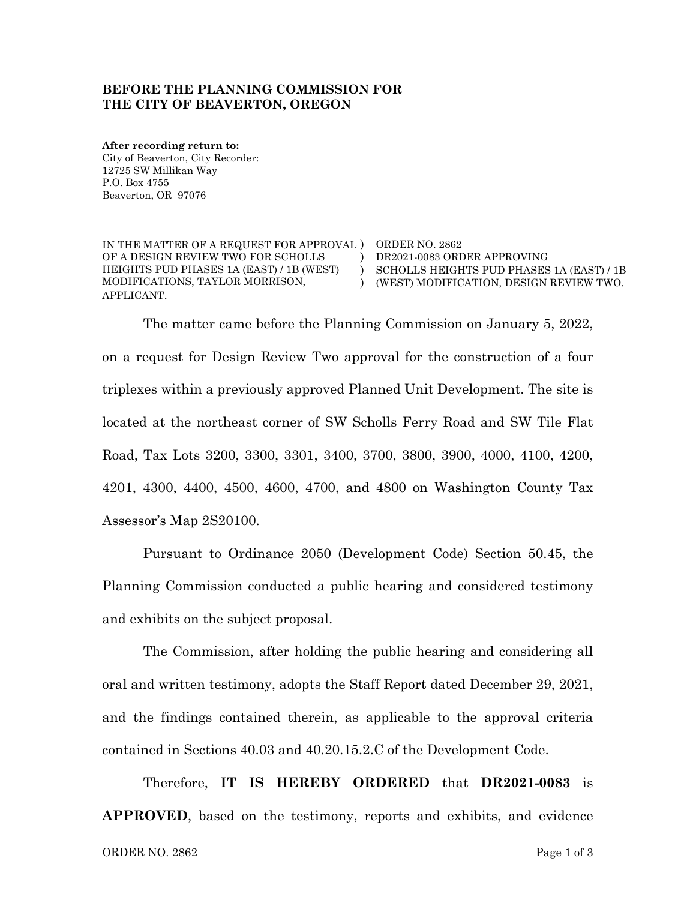**BEFORE THE PLANNING COMMISSION FOR THE CITY OF BEAVERTON, OREGON**

**After recording return to:**
City of Beaverton, City Recorder:
12725 SW Millikan Way
P.O. Box 4755
Beaverton, OR 97076

| | | |
|---|---|---|
| IN THE MATTER OF A REQUEST FOR APPROVAL OF A DESIGN REVIEW TWO FOR SCHOLLS HEIGHTS PUD PHASES 1A (EAST) / 1B (WEST) MODIFICATIONS, TAYLOR MORRISON, APPLICANT. | ) ) ) ) | ORDER NO. 2862 DR2021-0083 ORDER APPROVING SCHOLLS HEIGHTS PUD PHASES 1A (EAST) / 1B (WEST) MODIFICATION, DESIGN REVIEW TWO. |

The matter came before the Planning Commission on January 5, 2022, on a request for Design Review Two approval for the construction of a four triplexes within a previously approved Planned Unit Development. The site is located at the northeast corner of SW Scholls Ferry Road and SW Tile Flat Road, Tax Lots 3200, 3300, 3301, 3400, 3700, 3800, 3900, 4000, 4100, 4200, 4201, 4300, 4400, 4500, 4600, 4700, and 4800 on Washington County Tax Assessor's Map 2S20100.

Pursuant to Ordinance 2050 (Development Code) Section 50.45, the Planning Commission conducted a public hearing and considered testimony and exhibits on the subject proposal.

The Commission, after holding the public hearing and considering all oral and written testimony, adopts the Staff Report dated December 29, 2021, and the findings contained therein, as applicable to the approval criteria contained in Sections 40.03 and 40.20.15.2.C of the Development Code.

Therefore, **IT IS HEREBY ORDERED** that **DR2021-0083** is **APPROVED**, based on the testimony, reports and exhibits, and evidence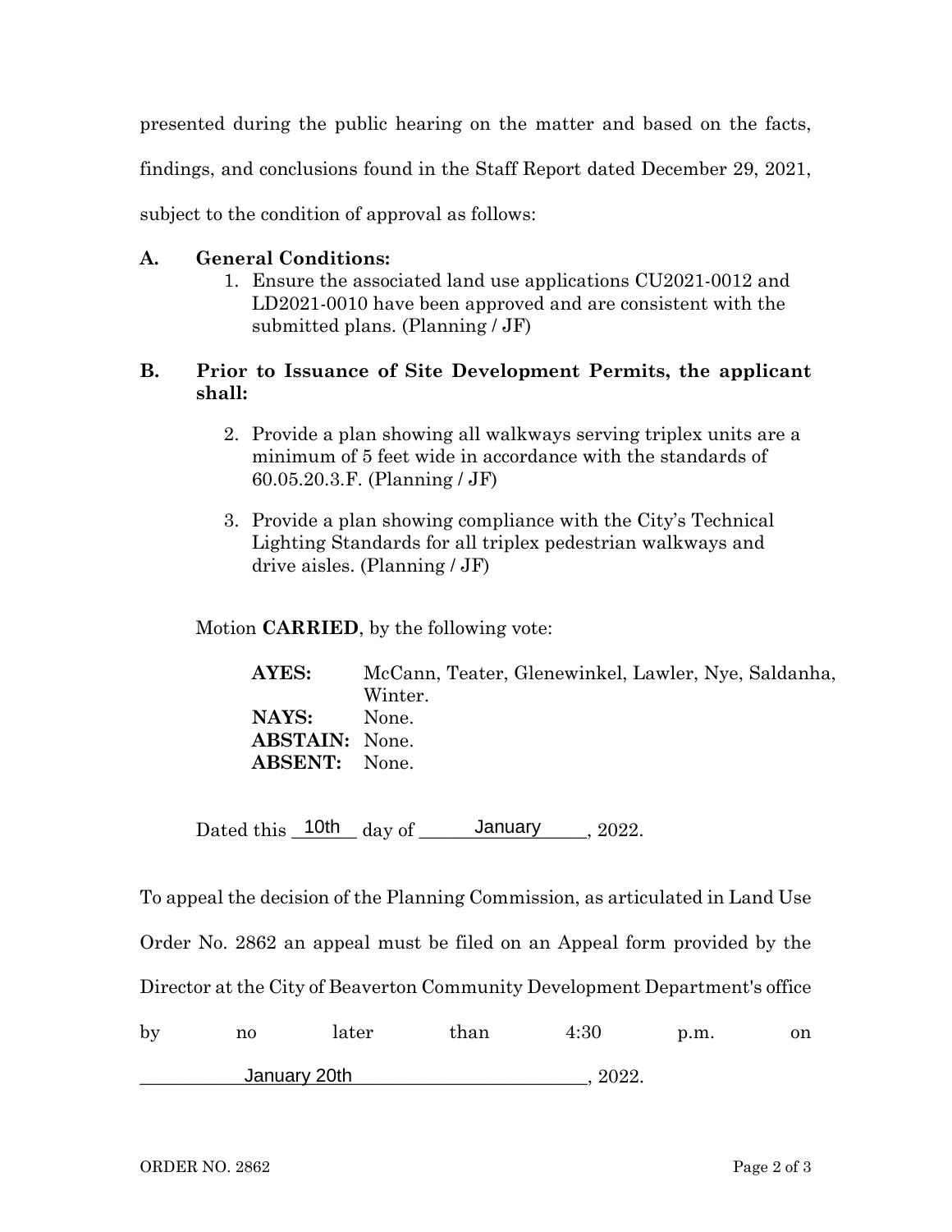presented during the public hearing on the matter and based on the facts, findings, and conclusions found in the Staff Report dated December 29, 2021, subject to the condition of approval as follows:

**A. General Conditions:**

1. Ensure the associated land use applications CU2021-0012 and LD2021-0010 have been approved and are consistent with the submitted plans. (Planning / JF)

**B. Prior to Issuance of Site Development Permits, the applicant shall:**

2. Provide a plan showing all walkways serving triplex units are a minimum of 5 feet wide in accordance with the standards of 60.05.20.3.F. (Planning / JF)

3. Provide a plan showing compliance with the City's Technical Lighting Standards for all triplex pedestrian walkways and drive aisles. (Planning / JF)

Motion **CARRIED**, by the following vote:

**AYES:** McCann, Teater, Glenewinkel, Lawler, Nye, Saldanha, Winter.
**NAYS:** None.
**ABSTAIN:** None.
**ABSENT:** None.

Dated this 10th day of January, 2022.

To appeal the decision of the Planning Commission, as articulated in Land Use Order No. 2862 an appeal must be filed on an Appeal form provided by the Director at the City of Beaverton Community Development Department's office by no later than 4:30 p.m. on January 20th, 2022.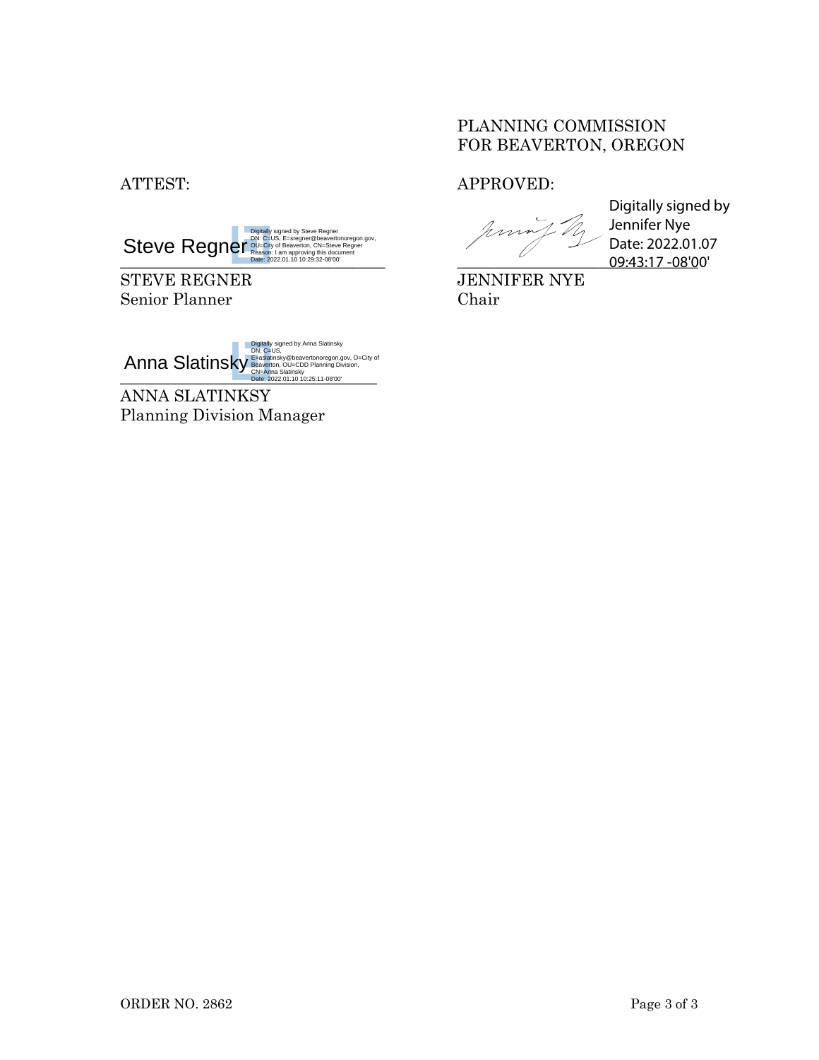PLANNING COMMISSION
FOR BEAVERTON, OREGON

ATTEST:

Steve Regner

Digitally signed by Steve Regner
DN: C=US, E=sregner@beavertonoregon.gov, OU=City of Beaverton, CN=Steve Regner
Reason: I am approving this document
Date: 2022.01.10 10:29:32-08'00'

STEVE REGNER
Senior Planner

Anna Slatinsky

Digitally signed by Anna Slatinsky
DN: C=US, E=aslatinsky@beavertonoregon.gov, O=City of Beaverton, OU=CDD Planning Division, CN=Anna Slatinsky
Date: 2022.01.10 10:25:11-08'00'

ANNA SLATINKSY
Planning Division Manager

APPROVED:

Digitally signed by Jennifer Nye
Date: 2022.01.07 09:43:17 -08'00'

JENNIFER NYE
Chair

ORDER NO. 2862